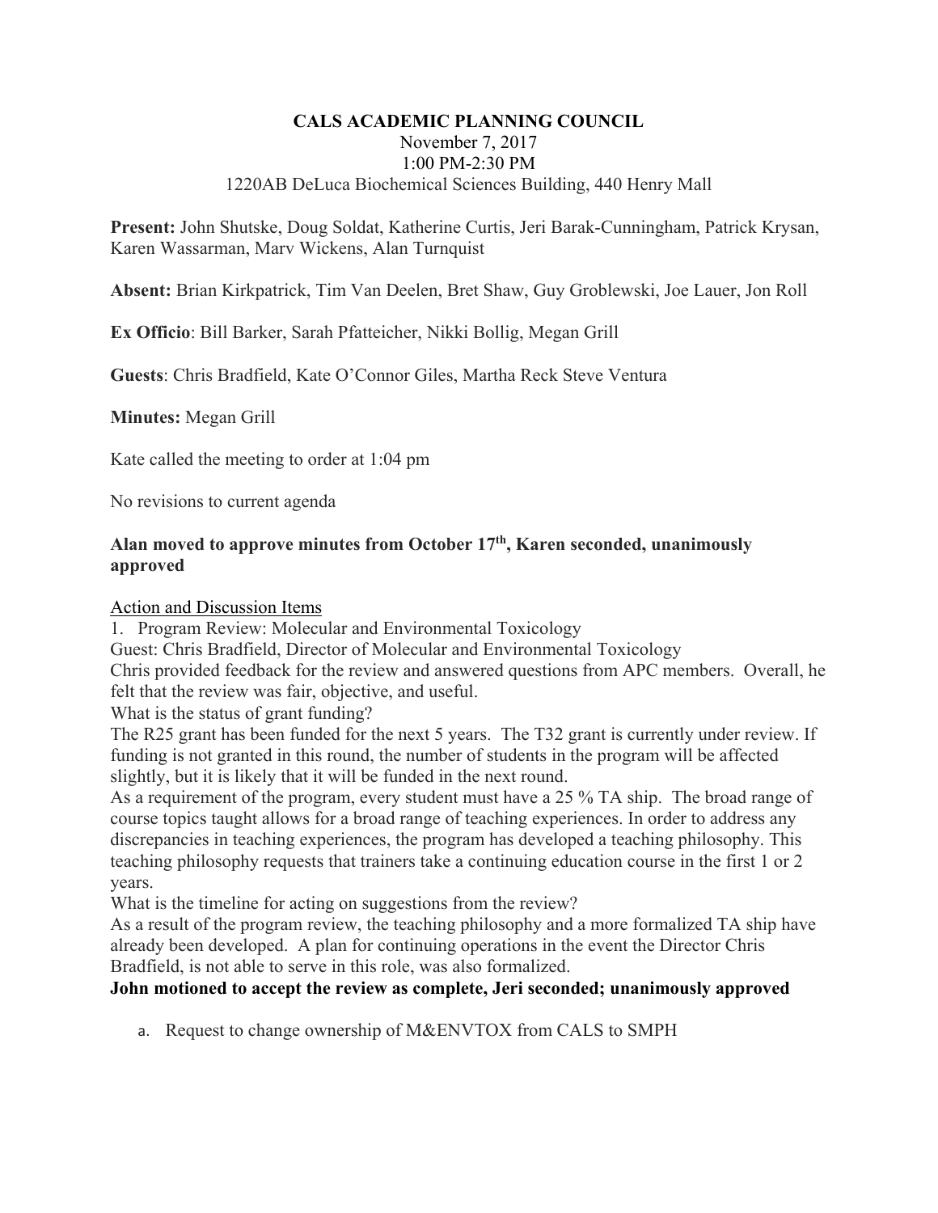**CALS ACADEMIC PLANNING COUNCIL**

November 7, 2017

1:00 PM-2:30 PM

1220AB DeLuca Biochemical Sciences Building, 440 Henry Mall

**Present:** John Shutske, Doug Soldat, Katherine Curtis, Jeri Barak-Cunningham, Patrick Krysan, Karen Wassarman, Marv Wickens, Alan Turnquist

**Absent:** Brian Kirkpatrick, Tim Van Deelen, Bret Shaw, Guy Groblewski, Joe Lauer, Jon Roll

**Ex Officio**: Bill Barker, Sarah Pfatteicher, Nikki Bollig, Megan Grill

**Guests**: Chris Bradfield, Kate O'Connor Giles, Martha Reck Steve Ventura

**Minutes:** Megan Grill

Kate called the meeting to order at 1:04 pm

No revisions to current agenda

**Alan moved to approve minutes from October 17th, Karen seconded, unanimously approved**

Action and Discussion Items

1. Program Review: Molecular and Environmental Toxicology

Guest: Chris Bradfield, Director of Molecular and Environmental Toxicology

Chris provided feedback for the review and answered questions from APC members. Overall, he felt that the review was fair, objective, and useful.

What is the status of grant funding?

The R25 grant has been funded for the next 5 years. The T32 grant is currently under review. If funding is not granted in this round, the number of students in the program will be affected slightly, but it is likely that it will be funded in the next round.

As a requirement of the program, every student must have a 25 % TA ship. The broad range of course topics taught allows for a broad range of teaching experiences. In order to address any discrepancies in teaching experiences, the program has developed a teaching philosophy. This teaching philosophy requests that trainers take a continuing education course in the first 1 or 2 years.

What is the timeline for acting on suggestions from the review?

As a result of the program review, the teaching philosophy and a more formalized TA ship have already been developed. A plan for continuing operations in the event the Director Chris Bradfield, is not able to serve in this role, was also formalized.

**John motioned to accept the review as complete, Jeri seconded; unanimously approved**

a. Request to change ownership of M&ENVTOX from CALS to SMPH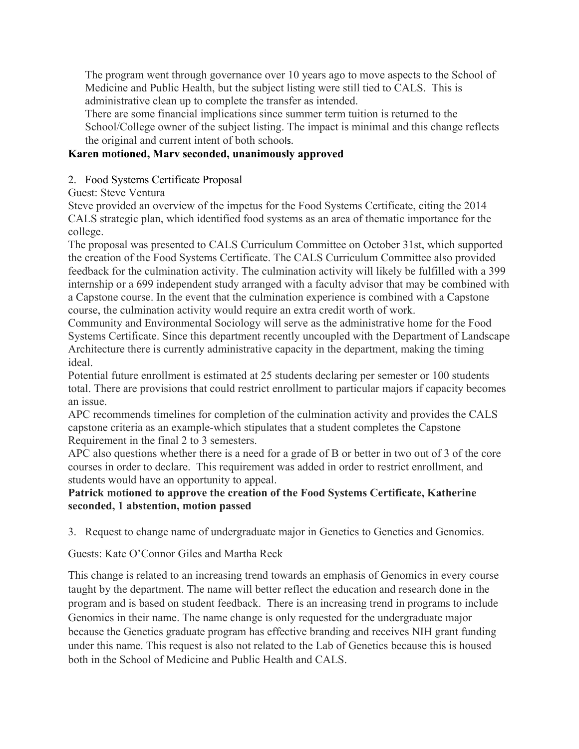The program went through governance over 10 years ago to move aspects to the School of Medicine and Public Health, but the subject listing were still tied to CALS. This is administrative clean up to complete the transfer as intended.

There are some financial implications since summer term tuition is returned to the School/College owner of the subject listing. The impact is minimal and this change reflects the original and current intent of both schools.

**Karen motioned, Marv seconded, unanimously approved**

2. Food Systems Certificate Proposal

Guest: Steve Ventura

Steve provided an overview of the impetus for the Food Systems Certificate, citing the 2014 CALS strategic plan, which identified food systems as an area of thematic importance for the college.

The proposal was presented to CALS Curriculum Committee on October 31st, which supported the creation of the Food Systems Certificate. The CALS Curriculum Committee also provided feedback for the culmination activity. The culmination activity will likely be fulfilled with a 399 internship or a 699 independent study arranged with a faculty advisor that may be combined with a Capstone course. In the event that the culmination experience is combined with a Capstone course, the culmination activity would require an extra credit worth of work.

Community and Environmental Sociology will serve as the administrative home for the Food Systems Certificate. Since this department recently uncoupled with the Department of Landscape Architecture there is currently administrative capacity in the department, making the timing ideal.

Potential future enrollment is estimated at 25 students declaring per semester or 100 students total. There are provisions that could restrict enrollment to particular majors if capacity becomes an issue.

APC recommends timelines for completion of the culmination activity and provides the CALS capstone criteria as an example-which stipulates that a student completes the Capstone Requirement in the final 2 to 3 semesters.

APC also questions whether there is a need for a grade of B or better in two out of 3 of the core courses in order to declare. This requirement was added in order to restrict enrollment, and students would have an opportunity to appeal.

**Patrick motioned to approve the creation of the Food Systems Certificate, Katherine seconded, 1 abstention, motion passed**

3. Request to change name of undergraduate major in Genetics to Genetics and Genomics.

Guests: Kate O'Connor Giles and Martha Reck

This change is related to an increasing trend towards an emphasis of Genomics in every course taught by the department. The name will better reflect the education and research done in the program and is based on student feedback. There is an increasing trend in programs to include Genomics in their name. The name change is only requested for the undergraduate major because the Genetics graduate program has effective branding and receives NIH grant funding under this name. This request is also not related to the Lab of Genetics because this is housed both in the School of Medicine and Public Health and CALS.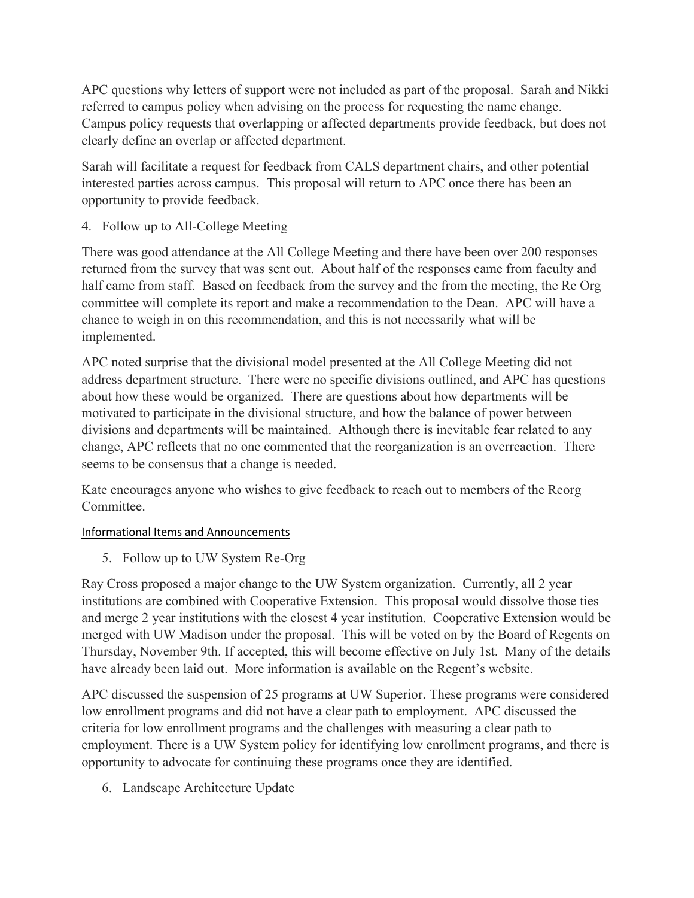APC questions why letters of support were not included as part of the proposal. Sarah and Nikki referred to campus policy when advising on the process for requesting the name change. Campus policy requests that overlapping or affected departments provide feedback, but does not clearly define an overlap or affected department.

Sarah will facilitate a request for feedback from CALS department chairs, and other potential interested parties across campus. This proposal will return to APC once there has been an opportunity to provide feedback.

4. Follow up to All-College Meeting

There was good attendance at the All College Meeting and there have been over 200 responses returned from the survey that was sent out. About half of the responses came from faculty and half came from staff. Based on feedback from the survey and the from the meeting, the Re Org committee will complete its report and make a recommendation to the Dean. APC will have a chance to weigh in on this recommendation, and this is not necessarily what will be implemented.

APC noted surprise that the divisional model presented at the All College Meeting did not address department structure. There were no specific divisions outlined, and APC has questions about how these would be organized. There are questions about how departments will be motivated to participate in the divisional structure, and how the balance of power between divisions and departments will be maintained. Although there is inevitable fear related to any change, APC reflects that no one commented that the reorganization is an overreaction. There seems to be consensus that a change is needed.

Kate encourages anyone who wishes to give feedback to reach out to members of the Reorg Committee.

Informational Items and Announcements

5. Follow up to UW System Re-Org

Ray Cross proposed a major change to the UW System organization. Currently, all 2 year institutions are combined with Cooperative Extension. This proposal would dissolve those ties and merge 2 year institutions with the closest 4 year institution. Cooperative Extension would be merged with UW Madison under the proposal. This will be voted on by the Board of Regents on Thursday, November 9th. If accepted, this will become effective on July 1st. Many of the details have already been laid out. More information is available on the Regent's website.

APC discussed the suspension of 25 programs at UW Superior. These programs were considered low enrollment programs and did not have a clear path to employment. APC discussed the criteria for low enrollment programs and the challenges with measuring a clear path to employment. There is a UW System policy for identifying low enrollment programs, and there is opportunity to advocate for continuing these programs once they are identified.

6. Landscape Architecture Update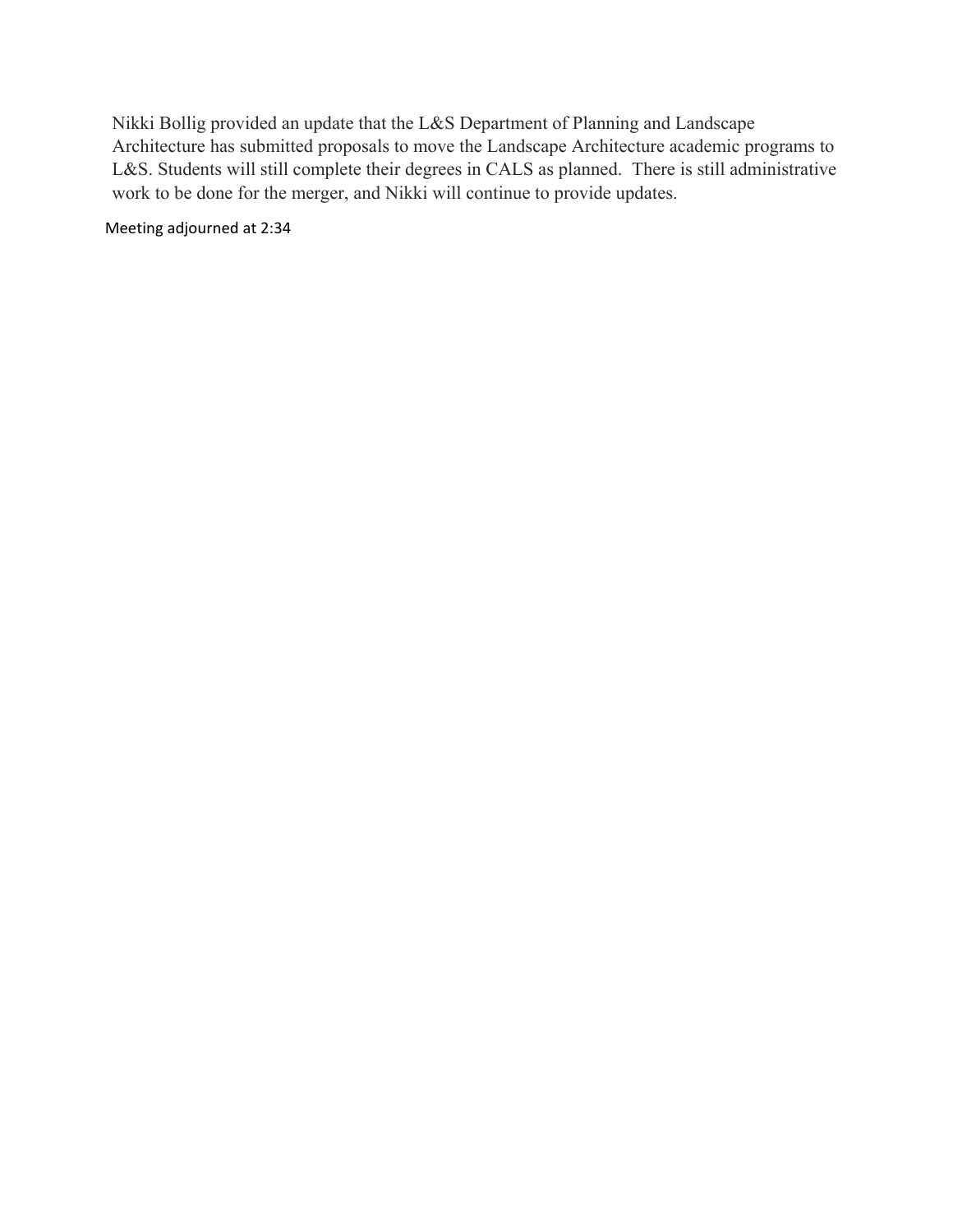Nikki Bollig provided an update that the L&S Department of Planning and Landscape Architecture has submitted proposals to move the Landscape Architecture academic programs to L&S. Students will still complete their degrees in CALS as planned. There is still administrative work to be done for the merger, and Nikki will continue to provide updates.

Meeting adjourned at 2:34